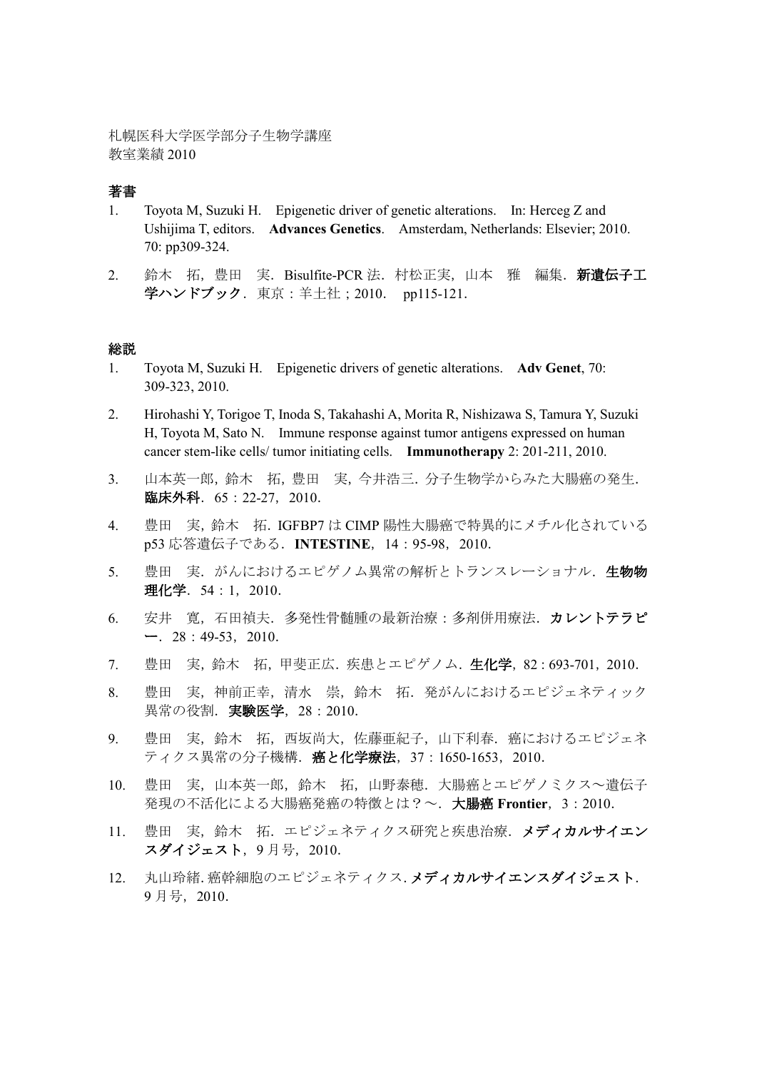札幌医科大学医学部分子生物学講座
教室業績 2010

## 著書

1. Toyota M, Suzuki H. Epigenetic driver of genetic alterations. In: Herceg Z and Ushijima T, editors. **Advances Genetics**. Amsterdam, Netherlands: Elsevier; 2010. 70: pp309-324.
2. 鈴木 拓，豊田 実．Bisulfite-PCR 法．村松正実，山本 雅 編集．**新遺伝子工学ハンドブック**．東京：羊土社；2010． pp115-121.

## 総説

1. Toyota M, Suzuki H. Epigenetic drivers of genetic alterations. **Adv Genet**, 70: 309-323, 2010.
2. Hirohashi Y, Torigoe T, Inoda S, Takahashi A, Morita R, Nishizawa S, Tamura Y, Suzuki H, Toyota M, Sato N. Immune response against tumor antigens expressed on human cancer stem-like cells/ tumor initiating cells. **Immunotherapy** 2: 201-211, 2010.
3. 山本英一郎，鈴木 拓，豊田 実，今井浩三．分子生物学からみた大腸癌の発生．**臨床外科**．65：22-27，2010．
4. 豊田 実，鈴木 拓．IGFBP7 は CIMP 陽性大腸癌で特異的にメチル化されている p53 応答遺伝子である．**INTESTINE**，14：95-98，2010．
5. 豊田 実．がんにおけるエピゲノム異常の解析とトランスレーショナル．**生物物理化学**．54：1，2010．
6. 安井 寛，石田禎夫．多発性骨髄腫の最新治療：多剤併用療法．**カレントテラピー**．28：49-53，2010．
7. 豊田 実，鈴木 拓，甲斐正広．疾患とエピゲノム．**生化学**，82 : 693-701，2010．
8. 豊田 実，神前正幸，清水 崇，鈴木 拓．発がんにおけるエピジェネティック異常の役割．**実験医学**，28：2010．
9. 豊田 実，鈴木 拓，西坂尚大，佐藤亜紀子，山下利春．癌におけるエピジェネティクス異常の分子機構．**癌と化学療法**，37：1650-1653，2010．
10. 豊田 実，山本英一郎，鈴木 拓，山野泰穂．大腸癌とエピゲノミクス～遺伝子発現の不活化による大腸癌発癌の特徴とは？～．**大腸癌 Frontier**，3：2010．
11. 豊田 実，鈴木 拓．エピジェネティクス研究と疾患治療．**メディカルサイエンスダイジェスト**，9 月号，2010．
12. 丸山玲緒. 癌幹細胞のエピジェネティクス. **メディカルサイエンスダイジェスト**．9 月号，2010．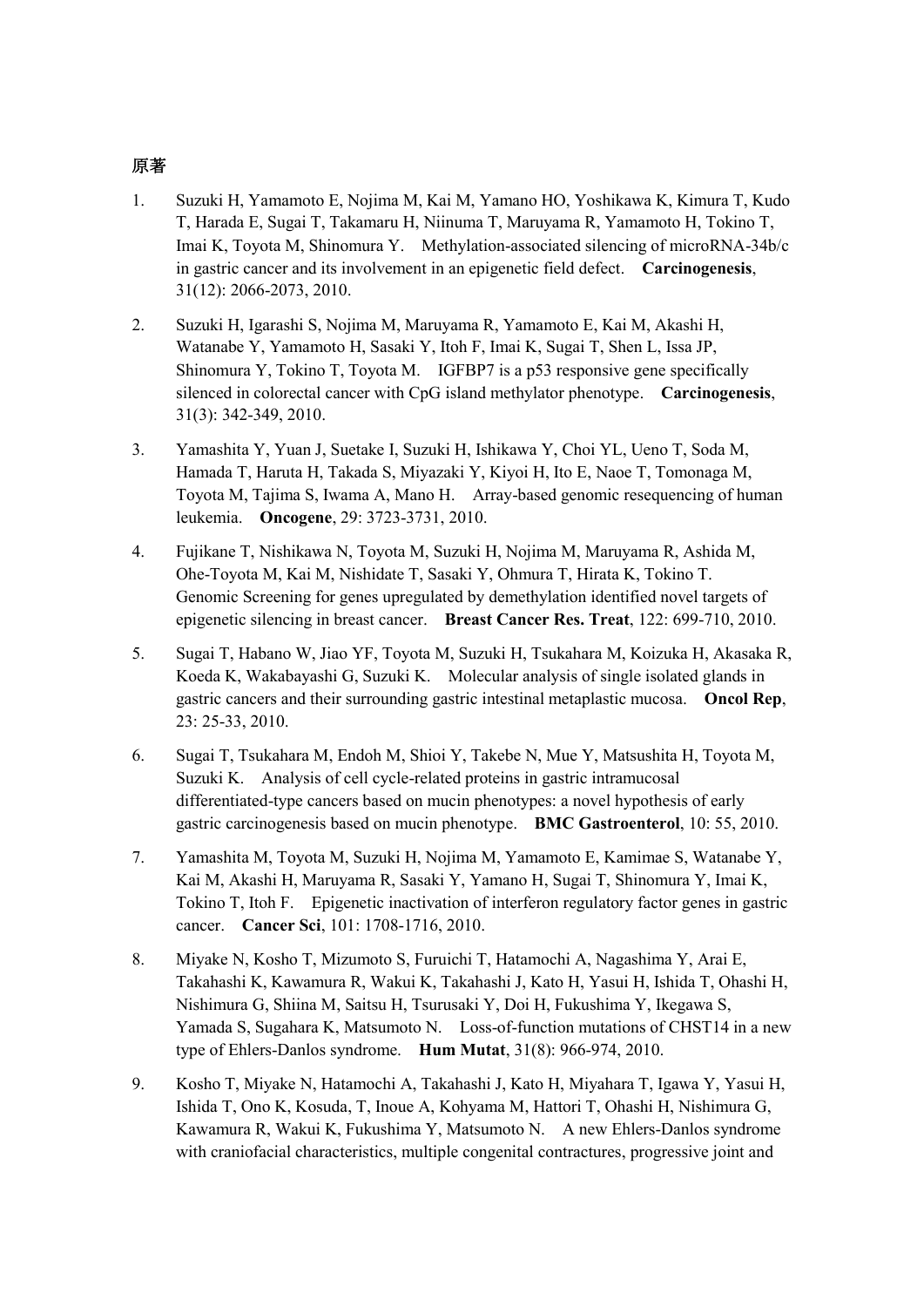## 原著

1. Suzuki H, Yamamoto E, Nojima M, Kai M, Yamano HO, Yoshikawa K, Kimura T, Kudo T, Harada E, Sugai T, Takamaru H, Niinuma T, Maruyama R, Yamamoto H, Tokino T, Imai K, Toyota M, Shinomura Y. Methylation-associated silencing of microRNA-34b/c in gastric cancer and its involvement in an epigenetic field defect. **Carcinogenesis**, 31(12): 2066-2073, 2010.

2. Suzuki H, Igarashi S, Nojima M, Maruyama R, Yamamoto E, Kai M, Akashi H, Watanabe Y, Yamamoto H, Sasaki Y, Itoh F, Imai K, Sugai T, Shen L, Issa JP, Shinomura Y, Tokino T, Toyota M. IGFBP7 is a p53 responsive gene specifically silenced in colorectal cancer with CpG island methylator phenotype. **Carcinogenesis**, 31(3): 342-349, 2010.

3. Yamashita Y, Yuan J, Suetake I, Suzuki H, Ishikawa Y, Choi YL, Ueno T, Soda M, Hamada T, Haruta H, Takada S, Miyazaki Y, Kiyoi H, Ito E, Naoe T, Tomonaga M, Toyota M, Tajima S, Iwama A, Mano H. Array-based genomic resequencing of human leukemia. **Oncogene**, 29: 3723-3731, 2010.

4. Fujikane T, Nishikawa N, Toyota M, Suzuki H, Nojima M, Maruyama R, Ashida M, Ohe-Toyota M, Kai M, Nishidate T, Sasaki Y, Ohmura T, Hirata K, Tokino T. Genomic Screening for genes upregulated by demethylation identified novel targets of epigenetic silencing in breast cancer. **Breast Cancer Res. Treat**, 122: 699-710, 2010.

5. Sugai T, Habano W, Jiao YF, Toyota M, Suzuki H, Tsukahara M, Koizuka H, Akasaka R, Koeda K, Wakabayashi G, Suzuki K. Molecular analysis of single isolated glands in gastric cancers and their surrounding gastric intestinal metaplastic mucosa. **Oncol Rep**, 23: 25-33, 2010.

6. Sugai T, Tsukahara M, Endoh M, Shioi Y, Takebe N, Mue Y, Matsushita H, Toyota M, Suzuki K. Analysis of cell cycle-related proteins in gastric intramucosal differentiated-type cancers based on mucin phenotypes: a novel hypothesis of early gastric carcinogenesis based on mucin phenotype. **BMC Gastroenterol**, 10: 55, 2010.

7. Yamashita M, Toyota M, Suzuki H, Nojima M, Yamamoto E, Kamimae S, Watanabe Y, Kai M, Akashi H, Maruyama R, Sasaki Y, Yamano H, Sugai T, Shinomura Y, Imai K, Tokino T, Itoh F. Epigenetic inactivation of interferon regulatory factor genes in gastric cancer. **Cancer Sci**, 101: 1708-1716, 2010.

8. Miyake N, Kosho T, Mizumoto S, Furuichi T, Hatamochi A, Nagashima Y, Arai E, Takahashi K, Kawamura R, Wakui K, Takahashi J, Kato H, Yasui H, Ishida T, Ohashi H, Nishimura G, Shiina M, Saitsu H, Tsurusaki Y, Doi H, Fukushima Y, Ikegawa S, Yamada S, Sugahara K, Matsumoto N. Loss-of-function mutations of CHST14 in a new type of Ehlers-Danlos syndrome. **Hum Mutat**, 31(8): 966-974, 2010.

9. Kosho T, Miyake N, Hatamochi A, Takahashi J, Kato H, Miyahara T, Igawa Y, Yasui H, Ishida T, Ono K, Kosuda, T, Inoue A, Kohyama M, Hattori T, Ohashi H, Nishimura G, Kawamura R, Wakui K, Fukushima Y, Matsumoto N. A new Ehlers-Danlos syndrome with craniofacial characteristics, multiple congenital contractures, progressive joint and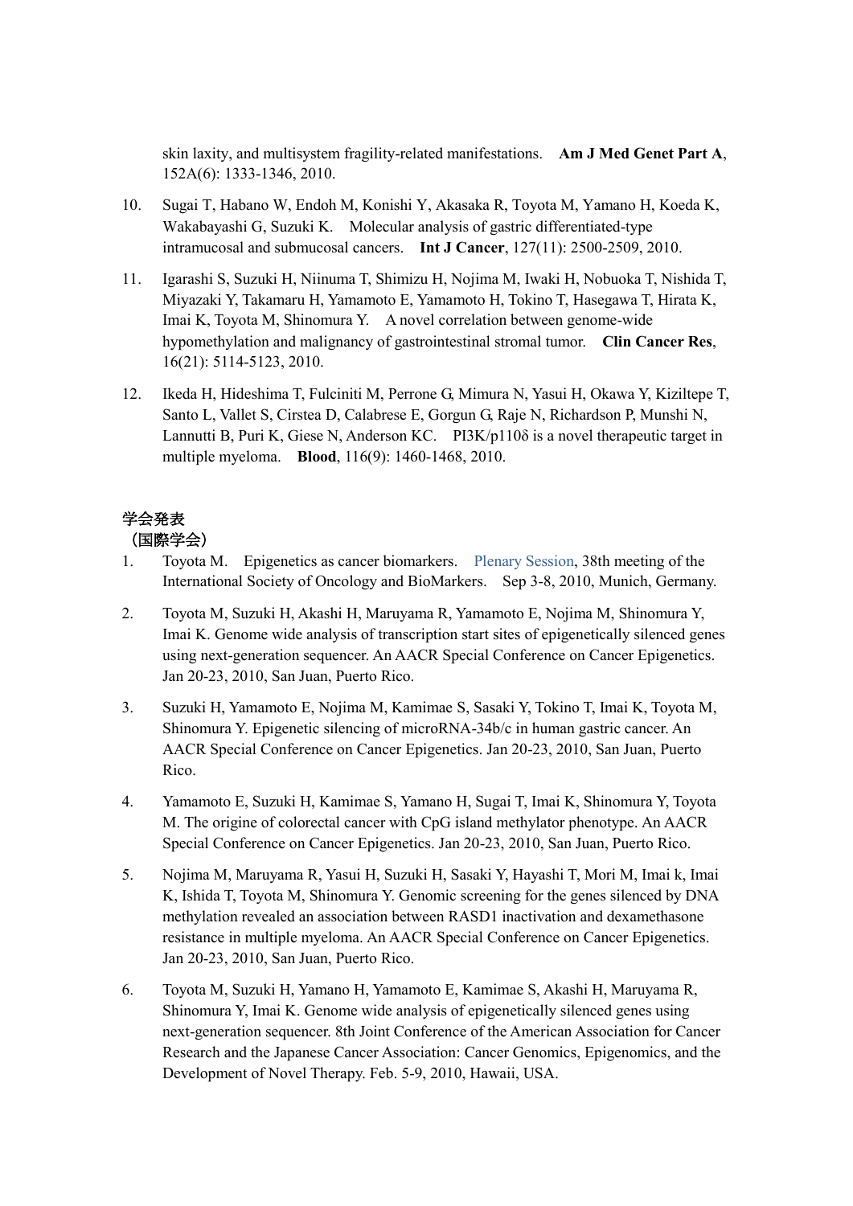skin laxity, and multisystem fragility-related manifestations. **Am J Med Genet Part A**, 152A(6): 1333-1346, 2010.

10. Sugai T, Habano W, Endoh M, Konishi Y, Akasaka R, Toyota M, Yamano H, Koeda K, Wakabayashi G, Suzuki K. Molecular analysis of gastric differentiated-type intramucosal and submucosal cancers. **Int J Cancer**, 127(11): 2500-2509, 2010.

11. Igarashi S, Suzuki H, Niinuma T, Shimizu H, Nojima M, Iwaki H, Nobuoka T, Nishida T, Miyazaki Y, Takamaru H, Yamamoto E, Yamamoto H, Tokino T, Hasegawa T, Hirata K, Imai K, Toyota M, Shinomura Y. A novel correlation between genome-wide hypomethylation and malignancy of gastrointestinal stromal tumor. **Clin Cancer Res**, 16(21): 5114-5123, 2010.

12. Ikeda H, Hideshima T, Fulciniti M, Perrone G, Mimura N, Yasui H, Okawa Y, Kiziltepe T, Santo L, Vallet S, Cirstea D, Calabrese E, Gorgun G, Raje N, Richardson P, Munshi N, Lannutti B, Puri K, Giese N, Anderson KC. PI3K/p110δ is a novel therapeutic target in multiple myeloma. **Blood**, 116(9): 1460-1468, 2010.

## 学会発表

### （国際学会）

1. Toyota M. Epigenetics as cancer biomarkers. Plenary Session, 38th meeting of the International Society of Oncology and BioMarkers. Sep 3-8, 2010, Munich, Germany.

2. Toyota M, Suzuki H, Akashi H, Maruyama R, Yamamoto E, Nojima M, Shinomura Y, Imai K. Genome wide analysis of transcription start sites of epigenetically silenced genes using next-generation sequencer. An AACR Special Conference on Cancer Epigenetics. Jan 20-23, 2010, San Juan, Puerto Rico.

3. Suzuki H, Yamamoto E, Nojima M, Kamimae S, Sasaki Y, Tokino T, Imai K, Toyota M, Shinomura Y. Epigenetic silencing of microRNA-34b/c in human gastric cancer. An AACR Special Conference on Cancer Epigenetics. Jan 20-23, 2010, San Juan, Puerto Rico.

4. Yamamoto E, Suzuki H, Kamimae S, Yamano H, Sugai T, Imai K, Shinomura Y, Toyota M. The origine of colorectal cancer with CpG island methylator phenotype. An AACR Special Conference on Cancer Epigenetics. Jan 20-23, 2010, San Juan, Puerto Rico.

5. Nojima M, Maruyama R, Yasui H, Suzuki H, Sasaki Y, Hayashi T, Mori M, Imai k, Imai K, Ishida T, Toyota M, Shinomura Y. Genomic screening for the genes silenced by DNA methylation revealed an association between RASD1 inactivation and dexamethasone resistance in multiple myeloma. An AACR Special Conference on Cancer Epigenetics. Jan 20-23, 2010, San Juan, Puerto Rico.

6. Toyota M, Suzuki H, Yamano H, Yamamoto E, Kamimae S, Akashi H, Maruyama R, Shinomura Y, Imai K. Genome wide analysis of epigenetically silenced genes using next-generation sequencer. 8th Joint Conference of the American Association for Cancer Research and the Japanese Cancer Association: Cancer Genomics, Epigenomics, and the Development of Novel Therapy. Feb. 5-9, 2010, Hawaii, USA.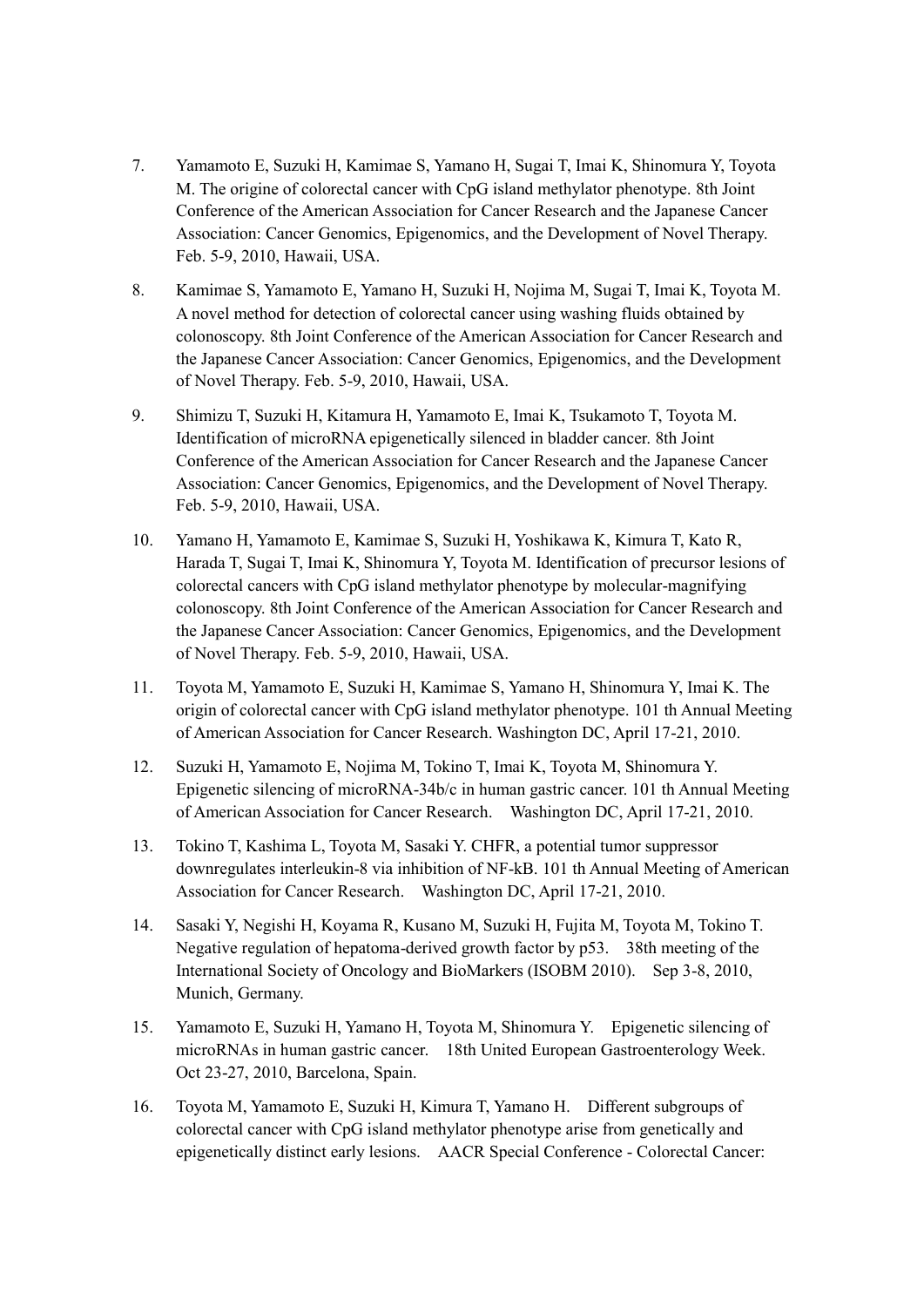7. Yamamoto E, Suzuki H, Kamimae S, Yamano H, Sugai T, Imai K, Shinomura Y, Toyota M. The origine of colorectal cancer with CpG island methylator phenotype. 8th Joint Conference of the American Association for Cancer Research and the Japanese Cancer Association: Cancer Genomics, Epigenomics, and the Development of Novel Therapy. Feb. 5-9, 2010, Hawaii, USA.

8. Kamimae S, Yamamoto E, Yamano H, Suzuki H, Nojima M, Sugai T, Imai K, Toyota M. A novel method for detection of colorectal cancer using washing fluids obtained by colonoscopy. 8th Joint Conference of the American Association for Cancer Research and the Japanese Cancer Association: Cancer Genomics, Epigenomics, and the Development of Novel Therapy. Feb. 5-9, 2010, Hawaii, USA.

9. Shimizu T, Suzuki H, Kitamura H, Yamamoto E, Imai K, Tsukamoto T, Toyota M. Identification of microRNA epigenetically silenced in bladder cancer. 8th Joint Conference of the American Association for Cancer Research and the Japanese Cancer Association: Cancer Genomics, Epigenomics, and the Development of Novel Therapy. Feb. 5-9, 2010, Hawaii, USA.

10. Yamano H, Yamamoto E, Kamimae S, Suzuki H, Yoshikawa K, Kimura T, Kato R, Harada T, Sugai T, Imai K, Shinomura Y, Toyota M. Identification of precursor lesions of colorectal cancers with CpG island methylator phenotype by molecular-magnifying colonoscopy. 8th Joint Conference of the American Association for Cancer Research and the Japanese Cancer Association: Cancer Genomics, Epigenomics, and the Development of Novel Therapy. Feb. 5-9, 2010, Hawaii, USA.

11. Toyota M, Yamamoto E, Suzuki H, Kamimae S, Yamano H, Shinomura Y, Imai K. The origin of colorectal cancer with CpG island methylator phenotype. 101 th Annual Meeting of American Association for Cancer Research. Washington DC, April 17-21, 2010.

12. Suzuki H, Yamamoto E, Nojima M, Tokino T, Imai K, Toyota M, Shinomura Y. Epigenetic silencing of microRNA-34b/c in human gastric cancer. 101 th Annual Meeting of American Association for Cancer Research. Washington DC, April 17-21, 2010.

13. Tokino T, Kashima L, Toyota M, Sasaki Y. CHFR, a potential tumor suppressor downregulates interleukin-8 via inhibition of NF-kB. 101 th Annual Meeting of American Association for Cancer Research. Washington DC, April 17-21, 2010.

14. Sasaki Y, Negishi H, Koyama R, Kusano M, Suzuki H, Fujita M, Toyota M, Tokino T. Negative regulation of hepatoma-derived growth factor by p53. 38th meeting of the International Society of Oncology and BioMarkers (ISOBM 2010). Sep 3-8, 2010, Munich, Germany.

15. Yamamoto E, Suzuki H, Yamano H, Toyota M, Shinomura Y. Epigenetic silencing of microRNAs in human gastric cancer. 18th United European Gastroenterology Week. Oct 23-27, 2010, Barcelona, Spain.

16. Toyota M, Yamamoto E, Suzuki H, Kimura T, Yamano H. Different subgroups of colorectal cancer with CpG island methylator phenotype arise from genetically and epigenetically distinct early lesions. AACR Special Conference - Colorectal Cancer: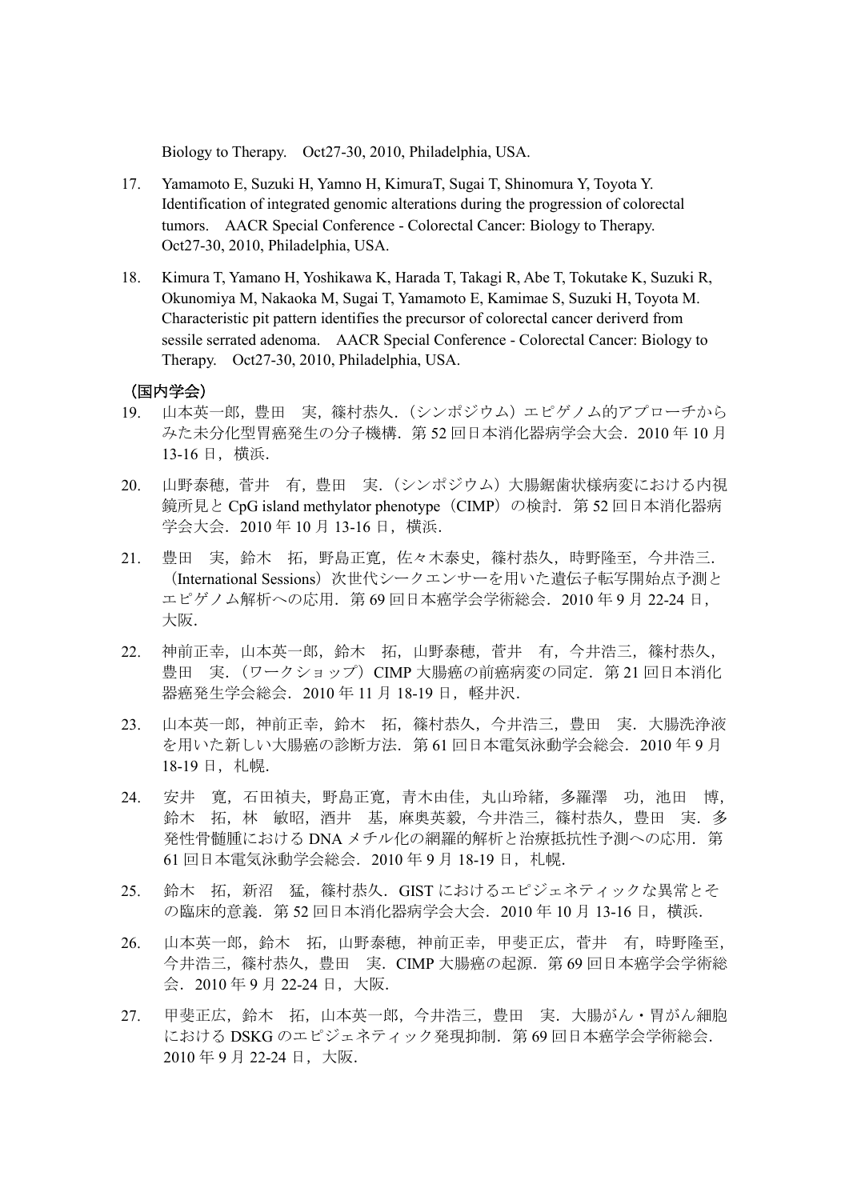Biology to Therapy.　Oct27-30, 2010, Philadelphia, USA.

17. Yamamoto E, Suzuki H, Yamno H, KimuraT, Sugai T, Shinomura Y, Toyota Y. Identification of integrated genomic alterations during the progression of colorectal tumors.　AACR Special Conference - Colorectal Cancer: Biology to Therapy. Oct27-30, 2010, Philadelphia, USA.

18. Kimura T, Yamano H, Yoshikawa K, Harada T, Takagi R, Abe T, Tokutake K, Suzuki R, Okunomiya M, Nakaoka M, Sugai T, Yamamoto E, Kamimae S, Suzuki H, Toyota M. Characteristic pit pattern identifies the precursor of colorectal cancer deriverd from sessile serrated adenoma.　AACR Special Conference - Colorectal Cancer: Biology to Therapy.　Oct27-30, 2010, Philadelphia, USA.

**（国内学会）**

19. 山本英一郎，豊田　実，篠村恭久．（シンポジウム）エピゲノム的アプローチからみた未分化型胃癌発生の分子機構．第 52 回日本消化器病学会大会．2010 年 10 月 13-16 日，横浜．

20. 山野泰穂，菅井　有，豊田　実．（シンポジウム）大腸鋸歯状様病変における内視鏡所見と CpG island methylator phenotype（CIMP）の検討．第 52 回日本消化器病学会大会．2010 年 10 月 13-16 日，横浜．

21. 豊田　実，鈴木　拓，野島正寛，佐々木泰史，篠村恭久，時野隆至，今井浩三．（International Sessions）次世代シークエンサーを用いた遺伝子転写開始点予測とエピゲノム解析への応用．第 69 回日本癌学会学術総会．2010 年 9 月 22-24 日，大阪．

22. 神前正幸，山本英一郎，鈴木　拓，山野泰穂，菅井　有，今井浩三，篠村恭久，豊田　実．（ワークショップ）CIMP 大腸癌の前癌病変の同定．第 21 回日本消化器癌発生学会総会．2010 年 11 月 18-19 日，軽井沢．

23. 山本英一郎，神前正幸，鈴木　拓，篠村恭久，今井浩三，豊田　実．大腸洗浄液を用いた新しい大腸癌の診断方法．第 61 回日本電気泳動学会総会．2010 年 9 月 18-19 日，札幌．

24. 安井　寛，石田禎夫，野島正寛，青木由佳，丸山玲緒，多羅澤　功，池田　博，鈴木　拓，林　敏昭，酒井　基，麻奥英毅，今井浩三，篠村恭久，豊田　実．多発性骨髄腫における DNA メチル化の網羅的解析と治療抵抗性予測への応用．第 61 回日本電気泳動学会総会．2010 年 9 月 18-19 日，札幌．

25. 鈴木　拓，新沼　猛，篠村恭久．GIST におけるエピジェネティックな異常とその臨床的意義．第 52 回日本消化器病学会大会．2010 年 10 月 13-16 日，横浜．

26. 山本英一郎，鈴木　拓，山野泰穂，神前正幸，甲斐正広，菅井　有，時野隆至，今井浩三，篠村恭久，豊田　実．CIMP 大腸癌の起源．第 69 回日本癌学会学術総会．2010 年 9 月 22-24 日，大阪．

27. 甲斐正広，鈴木　拓，山本英一郎，今井浩三，豊田　実．大腸がん・胃がん細胞における DSKG のエピジェネティック発現抑制．第 69 回日本癌学会学術総会．2010 年 9 月 22-24 日，大阪．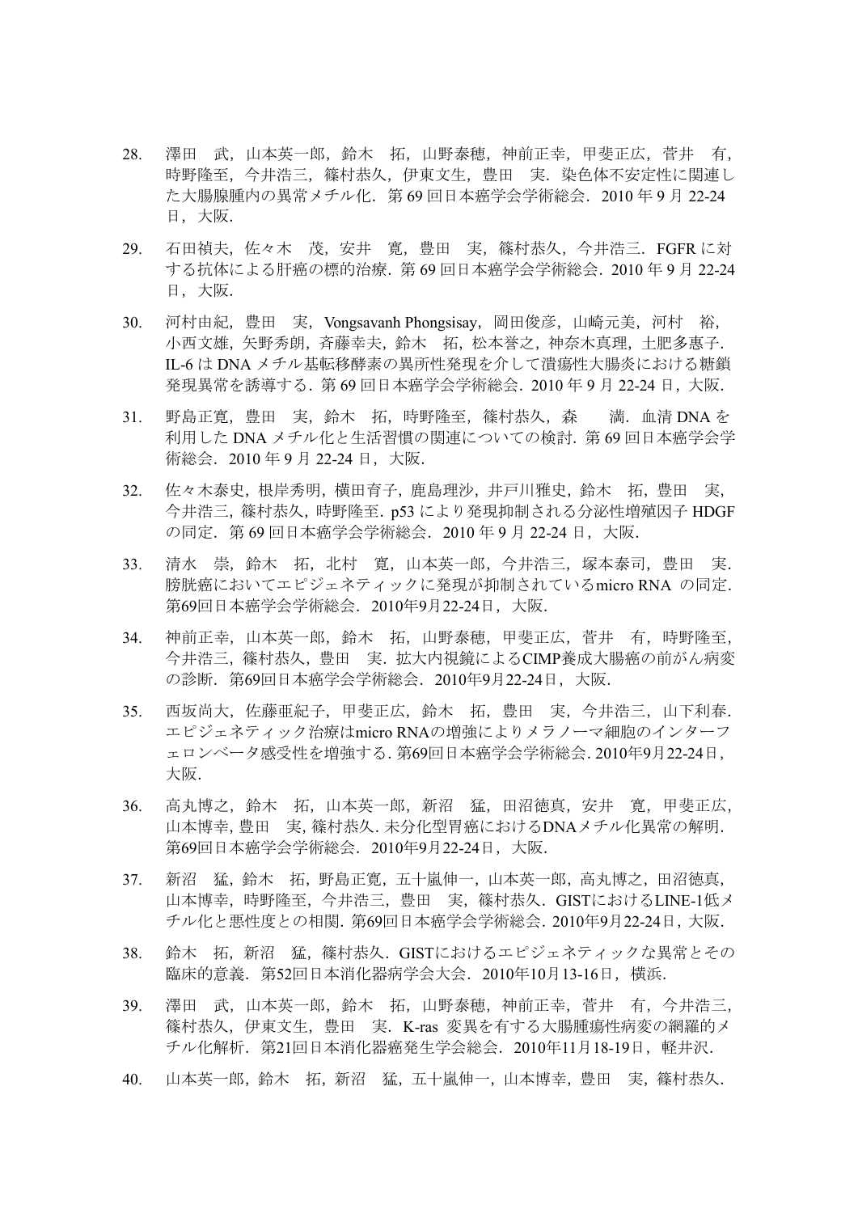28. 澤田　武，山本英一郎，鈴木　拓，山野泰穂，神前正幸，甲斐正広，菅井　有，時野隆至，今井浩三，篠村恭久，伊東文生，豊田　実．染色体不安定性に関連した大腸腺腫内の異常メチル化．第 69 回日本癌学会学術総会．2010 年 9 月 22-24 日，大阪．

29. 石田禎夫，佐々木　茂，安井　寛，豊田　実，篠村恭久，今井浩三．FGFR に対する抗体による肝癌の標的治療．第 69 回日本癌学会学術総会．2010 年 9 月 22-24 日，大阪．

30. 河村由紀，豊田　実，Vongsavanh Phongsisay，岡田俊彦，山崎元美，河村　裕，小西文雄，矢野秀朗，斉藤幸夫，鈴木　拓，松本誉之，神奈木真理，土肥多惠子．IL-6 は DNA メチル基転移酵素の異所性発現を介して潰瘍性大腸炎における糖鎖発現異常を誘導する．第 69 回日本癌学会学術総会．2010 年 9 月 22-24 日，大阪．

31. 野島正寛，豊田　実，鈴木　拓，時野隆至，篠村恭久，森　　満．血清 DNA を利用した DNA メチル化と生活習慣の関連についての検討．第 69 回日本癌学会学術総会．2010 年 9 月 22-24 日，大阪．

32. 佐々木泰史，根岸秀明，横田育子，鹿島理沙，井戸川雅史，鈴木　拓，豊田　実，今井浩三，篠村恭久，時野隆至．p53 により発現抑制される分泌性増殖因子 HDGF の同定．第 69 回日本癌学会学術総会．2010 年 9 月 22-24 日，大阪．

33. 清水　崇，鈴木　拓，北村　寛，山本英一郎，今井浩三，塚本泰司，豊田　実．膀胱癌においてエピジェネティックに発現が抑制されているmicro RNA の同定．第69回日本癌学会学術総会．2010年9月22-24日，大阪．

34. 神前正幸，山本英一郎，鈴木　拓，山野泰穂，甲斐正広，菅井　有，時野隆至，今井浩三，篠村恭久，豊田　実．拡大内視鏡によるCIMP養成大腸癌の前がん病変の診断．第69回日本癌学会学術総会．2010年9月22-24日，大阪．

35. 西坂尚大，佐藤亜紀子，甲斐正広，鈴木　拓，豊田　実，今井浩三，山下利春．エピジェネティック治療はmicro RNAの増強によりメラノーマ細胞のインターフェロンベータ感受性を増強する．第69回日本癌学会学術総会．2010年9月22-24日，大阪．

36. 高丸博之，鈴木　拓，山本英一郎，新沼　猛，田沼徳真，安井　寛，甲斐正広，山本博幸，豊田　実，篠村恭久．未分化型胃癌におけるDNAメチル化異常の解明．第69回日本癌学会学術総会．2010年9月22-24日，大阪．

37. 新沼　猛，鈴木　拓，野島正寛，五十嵐伸一，山本英一郎，高丸博之，田沼徳真，山本博幸，時野隆至，今井浩三，豊田　実，篠村恭久．GISTにおけるLINE-1低メチル化と悪性度との相関．第69回日本癌学会学術総会．2010年9月22-24日，大阪．

38. 鈴木　拓，新沼　猛，篠村恭久．GISTにおけるエピジェネティックな異常とその臨床的意義．第52回日本消化器病学会大会．2010年10月13-16日，横浜．

39. 澤田　武，山本英一郎，鈴木　拓，山野泰穂，神前正幸，菅井　有，今井浩三，篠村恭久，伊東文生，豊田　実．K-ras 変異を有する大腸腫瘍性病変の網羅的メチル化解析．第21回日本消化器癌発生学会総会．2010年11月18-19日，軽井沢．

40. 山本英一郎，鈴木　拓，新沼　猛，五十嵐伸一，山本博幸，豊田　実，篠村恭久．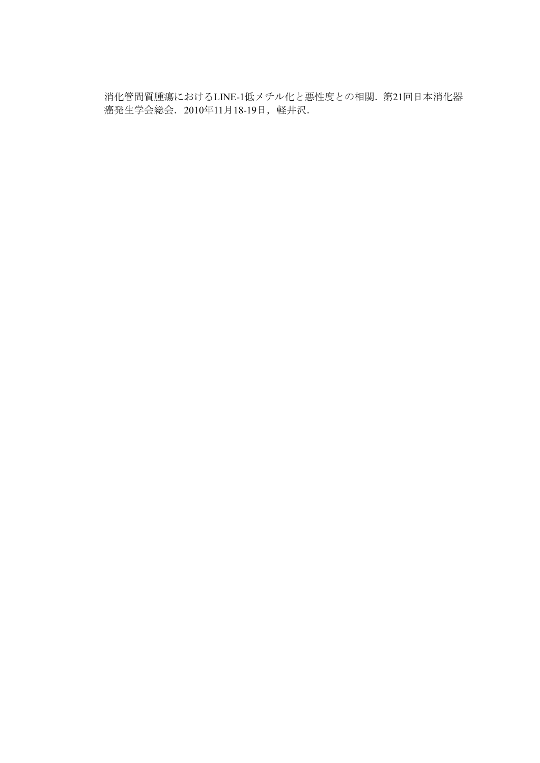消化管間質腫瘍におけるLINE-1低メチル化と悪性度との相関．第21回日本消化器癌発生学会総会．2010年11月18-19日，軽井沢．